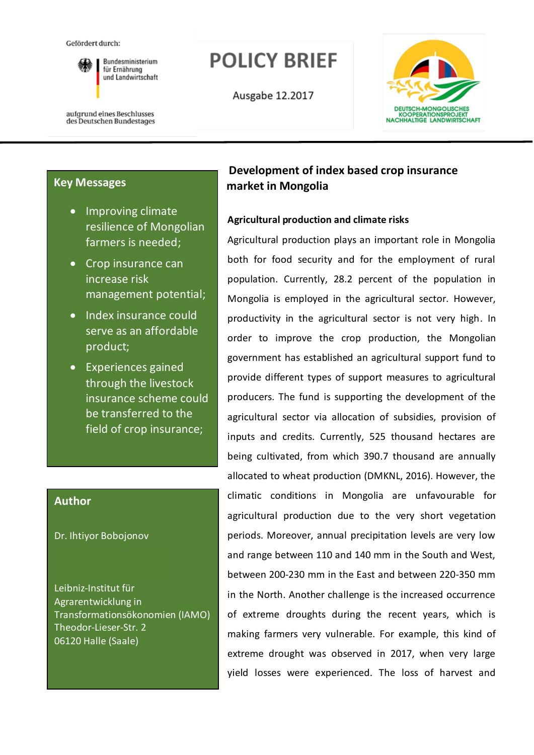Gefördert durch:

Bundesministerium für Ernährung und Landwirtschaft

aufgrund eines Beschlusses des Deutschen Bundestages

# POLICY BRIEF

Ausgabe 12.2017

DEUTSCH-MONGOLISCHES KOOPERATIONSPROJEKT NACHHALTIGE LANDWIRTSCHAFT

## Key Messages

- Improving climate resilience of Mongolian farmers is needed;
- Crop insurance can increase risk management potential;
- Index insurance could serve as an affordable product;
- Experiences gained through the livestock insurance scheme could be transferred to the field of crop insurance;

## Author

Dr. Ihtiyor Bobojonov

Leibniz-Institut für Agrarentwicklung in Transformationsökonomien (IAMO)
Theodor-Lieser-Str. 2
06120 Halle (Saale)

# Development of index based crop insurance market in Mongolia

### Agricultural production and climate risks

Agricultural production plays an important role in Mongolia both for food security and for the employment of rural population. Currently, 28.2 percent of the population in Mongolia is employed in the agricultural sector. However, productivity in the agricultural sector is not very high. In order to improve the crop production, the Mongolian government has established an agricultural support fund to provide different types of support measures to agricultural producers. The fund is supporting the development of the agricultural sector via allocation of subsidies, provision of inputs and credits. Currently, 525 thousand hectares are being cultivated, from which 390.7 thousand are annually allocated to wheat production (DMKNL, 2016). However, the climatic conditions in Mongolia are unfavourable for agricultural production due to the very short vegetation periods. Moreover, annual precipitation levels are very low and range between 110 and 140 mm in the South and West, between 200-230 mm in the East and between 220-350 mm in the North. Another challenge is the increased occurrence of extreme droughts during the recent years, which is making farmers very vulnerable. For example, this kind of extreme drought was observed in 2017, when very large yield losses were experienced. The loss of harvest and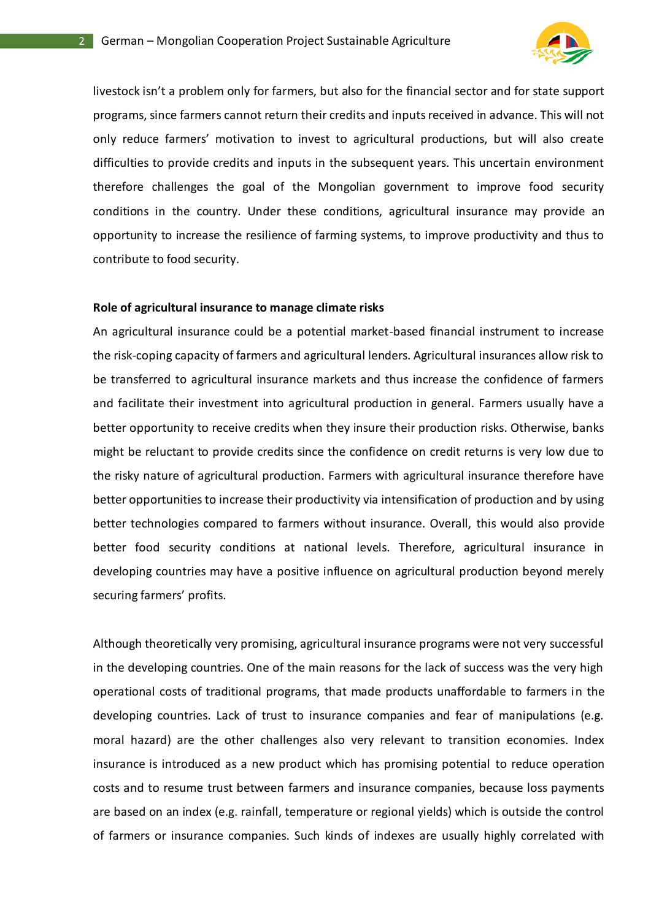livestock isn't a problem only for farmers, but also for the financial sector and for state support programs, since farmers cannot return their credits and inputs received in advance. This will not only reduce farmers' motivation to invest to agricultural productions, but will also create difficulties to provide credits and inputs in the subsequent years. This uncertain environment therefore challenges the goal of the Mongolian government to improve food security conditions in the country. Under these conditions, agricultural insurance may provide an opportunity to increase the resilience of farming systems, to improve productivity and thus to contribute to food security.

**Role of agricultural insurance to manage climate risks**

An agricultural insurance could be a potential market-based financial instrument to increase the risk-coping capacity of farmers and agricultural lenders. Agricultural insurances allow risk to be transferred to agricultural insurance markets and thus increase the confidence of farmers and facilitate their investment into agricultural production in general. Farmers usually have a better opportunity to receive credits when they insure their production risks. Otherwise, banks might be reluctant to provide credits since the confidence on credit returns is very low due to the risky nature of agricultural production. Farmers with agricultural insurance therefore have better opportunities to increase their productivity via intensification of production and by using better technologies compared to farmers without insurance. Overall, this would also provide better food security conditions at national levels. Therefore, agricultural insurance in developing countries may have a positive influence on agricultural production beyond merely securing farmers' profits.

Although theoretically very promising, agricultural insurance programs were not very successful in the developing countries. One of the main reasons for the lack of success was the very high operational costs of traditional programs, that made products unaffordable to farmers in the developing countries. Lack of trust to insurance companies and fear of manipulations (e.g. moral hazard) are the other challenges also very relevant to transition economies. Index insurance is introduced as a new product which has promising potential to reduce operation costs and to resume trust between farmers and insurance companies, because loss payments are based on an index (e.g. rainfall, temperature or regional yields) which is outside the control of farmers or insurance companies. Such kinds of indexes are usually highly correlated with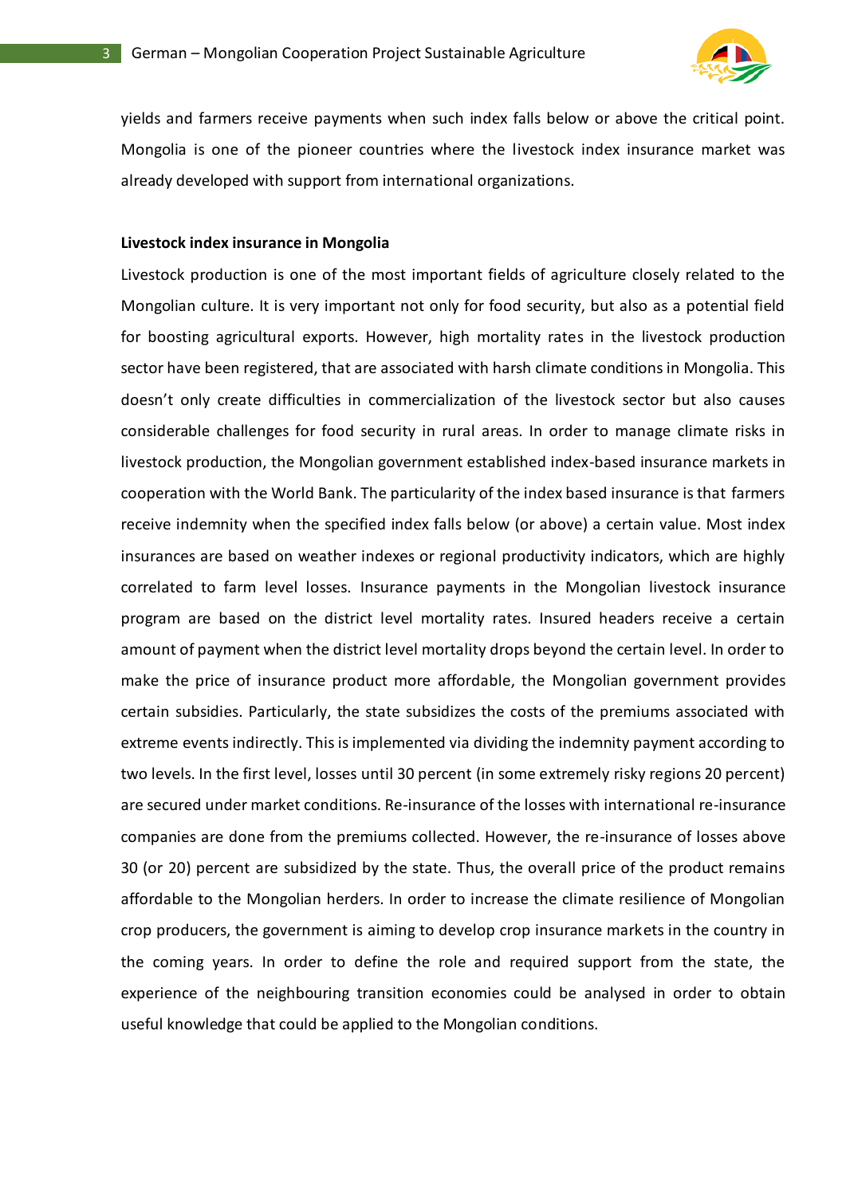yields and farmers receive payments when such index falls below or above the critical point. Mongolia is one of the pioneer countries where the livestock index insurance market was already developed with support from international organizations.

**Livestock index insurance in Mongolia**

Livestock production is one of the most important fields of agriculture closely related to the Mongolian culture. It is very important not only for food security, but also as a potential field for boosting agricultural exports. However, high mortality rates in the livestock production sector have been registered, that are associated with harsh climate conditions in Mongolia. This doesn't only create difficulties in commercialization of the livestock sector but also causes considerable challenges for food security in rural areas. In order to manage climate risks in livestock production, the Mongolian government established index-based insurance markets in cooperation with the World Bank. The particularity of the index based insurance is that farmers receive indemnity when the specified index falls below (or above) a certain value. Most index insurances are based on weather indexes or regional productivity indicators, which are highly correlated to farm level losses. Insurance payments in the Mongolian livestock insurance program are based on the district level mortality rates. Insured headers receive a certain amount of payment when the district level mortality drops beyond the certain level. In order to make the price of insurance product more affordable, the Mongolian government provides certain subsidies. Particularly, the state subsidizes the costs of the premiums associated with extreme events indirectly. This is implemented via dividing the indemnity payment according to two levels. In the first level, losses until 30 percent (in some extremely risky regions 20 percent) are secured under market conditions. Re-insurance of the losses with international re-insurance companies are done from the premiums collected. However, the re-insurance of losses above 30 (or 20) percent are subsidized by the state. Thus, the overall price of the product remains affordable to the Mongolian herders. In order to increase the climate resilience of Mongolian crop producers, the government is aiming to develop crop insurance markets in the country in the coming years. In order to define the role and required support from the state, the experience of the neighbouring transition economies could be analysed in order to obtain useful knowledge that could be applied to the Mongolian conditions.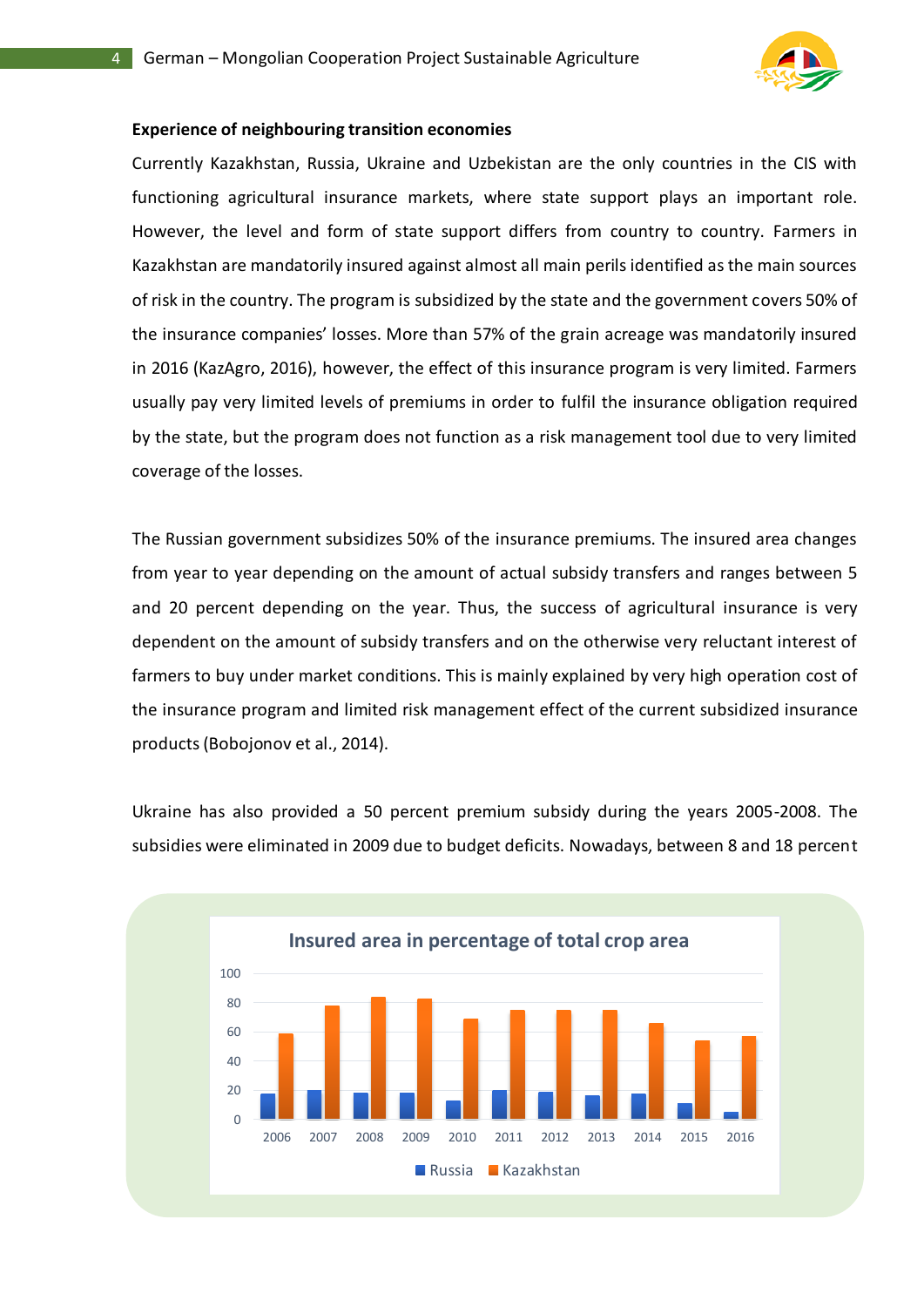**Experience of neighbouring transition economies**

Currently Kazakhstan, Russia, Ukraine and Uzbekistan are the only countries in the CIS with functioning agricultural insurance markets, where state support plays an important role. However, the level and form of state support differs from country to country. Farmers in Kazakhstan are mandatorily insured against almost all main perils identified as the main sources of risk in the country. The program is subsidized by the state and the government covers 50% of the insurance companies' losses. More than 57% of the grain acreage was mandatorily insured in 2016 (KazAgro, 2016), however, the effect of this insurance program is very limited. Farmers usually pay very limited levels of premiums in order to fulfil the insurance obligation required by the state, but the program does not function as a risk management tool due to very limited coverage of the losses.

The Russian government subsidizes 50% of the insurance premiums. The insured area changes from year to year depending on the amount of actual subsidy transfers and ranges between 5 and 20 percent depending on the year. Thus, the success of agricultural insurance is very dependent on the amount of subsidy transfers and on the otherwise very reluctant interest of farmers to buy under market conditions. This is mainly explained by very high operation cost of the insurance program and limited risk management effect of the current subsidized insurance products (Bobojonov et al., 2014).

Ukraine has also provided a 50 percent premium subsidy during the years 2005-2008. The subsidies were eliminated in 2009 due to budget deficits. Nowadays, between 8 and 18 percent

**Insured area in percentage of total crop area**

(Bar chart: Russia and Kazakhstan, 2006–2016)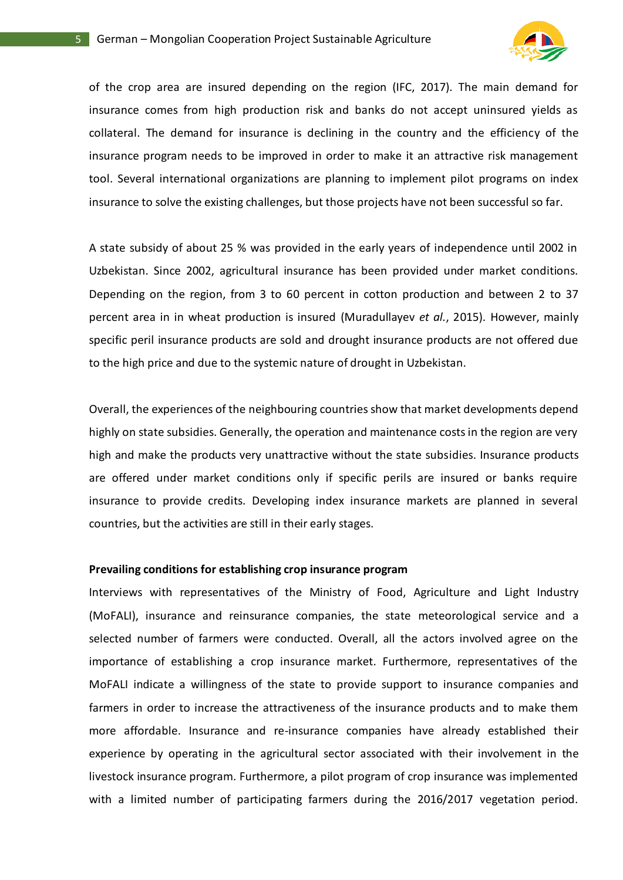of the crop area are insured depending on the region (IFC, 2017). The main demand for insurance comes from high production risk and banks do not accept uninsured yields as collateral. The demand for insurance is declining in the country and the efficiency of the insurance program needs to be improved in order to make it an attractive risk management tool. Several international organizations are planning to implement pilot programs on index insurance to solve the existing challenges, but those projects have not been successful so far.

A state subsidy of about 25 % was provided in the early years of independence until 2002 in Uzbekistan. Since 2002, agricultural insurance has been provided under market conditions. Depending on the region, from 3 to 60 percent in cotton production and between 2 to 37 percent area in in wheat production is insured (Muradullayev *et al.*, 2015). However, mainly specific peril insurance products are sold and drought insurance products are not offered due to the high price and due to the systemic nature of drought in Uzbekistan.

Overall, the experiences of the neighbouring countries show that market developments depend highly on state subsidies. Generally, the operation and maintenance costs in the region are very high and make the products very unattractive without the state subsidies. Insurance products are offered under market conditions only if specific perils are insured or banks require insurance to provide credits. Developing index insurance markets are planned in several countries, but the activities are still in their early stages.

**Prevailing conditions for establishing crop insurance program**

Interviews with representatives of the Ministry of Food, Agriculture and Light Industry (MoFALI), insurance and reinsurance companies, the state meteorological service and a selected number of farmers were conducted. Overall, all the actors involved agree on the importance of establishing a crop insurance market. Furthermore, representatives of the MoFALI indicate a willingness of the state to provide support to insurance companies and farmers in order to increase the attractiveness of the insurance products and to make them more affordable. Insurance and re-insurance companies have already established their experience by operating in the agricultural sector associated with their involvement in the livestock insurance program. Furthermore, a pilot program of crop insurance was implemented with a limited number of participating farmers during the 2016/2017 vegetation period.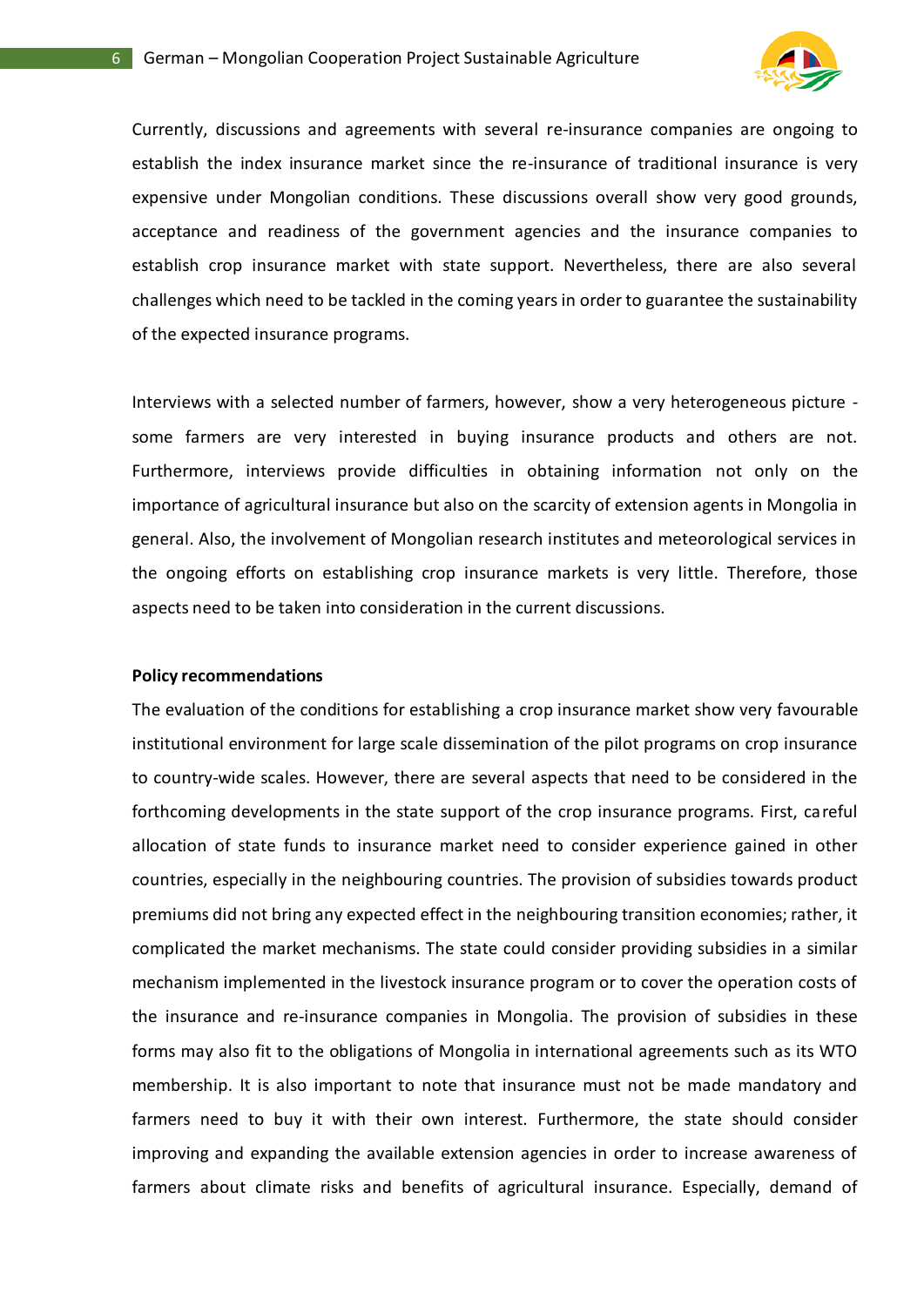Currently, discussions and agreements with several re-insurance companies are ongoing to establish the index insurance market since the re-insurance of traditional insurance is very expensive under Mongolian conditions. These discussions overall show very good grounds, acceptance and readiness of the government agencies and the insurance companies to establish crop insurance market with state support. Nevertheless, there are also several challenges which need to be tackled in the coming years in order to guarantee the sustainability of the expected insurance programs.

Interviews with a selected number of farmers, however, show a very heterogeneous picture - some farmers are very interested in buying insurance products and others are not. Furthermore, interviews provide difficulties in obtaining information not only on the importance of agricultural insurance but also on the scarcity of extension agents in Mongolia in general. Also, the involvement of Mongolian research institutes and meteorological services in the ongoing efforts on establishing crop insurance markets is very little. Therefore, those aspects need to be taken into consideration in the current discussions.

**Policy recommendations**

The evaluation of the conditions for establishing a crop insurance market show very favourable institutional environment for large scale dissemination of the pilot programs on crop insurance to country-wide scales. However, there are several aspects that need to be considered in the forthcoming developments in the state support of the crop insurance programs. First, careful allocation of state funds to insurance market need to consider experience gained in other countries, especially in the neighbouring countries. The provision of subsidies towards product premiums did not bring any expected effect in the neighbouring transition economies; rather, it complicated the market mechanisms. The state could consider providing subsidies in a similar mechanism implemented in the livestock insurance program or to cover the operation costs of the insurance and re-insurance companies in Mongolia. The provision of subsidies in these forms may also fit to the obligations of Mongolia in international agreements such as its WTO membership. It is also important to note that insurance must not be made mandatory and farmers need to buy it with their own interest. Furthermore, the state should consider improving and expanding the available extension agencies in order to increase awareness of farmers about climate risks and benefits of agricultural insurance. Especially, demand of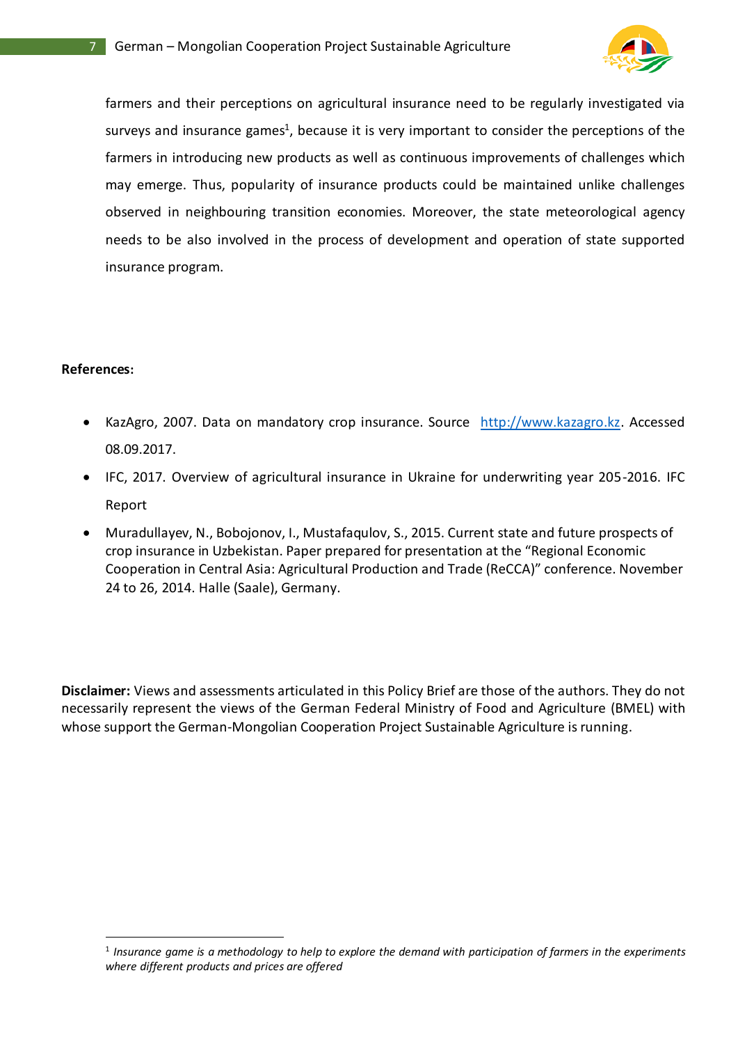farmers and their perceptions on agricultural insurance need to be regularly investigated via surveys and insurance games[1], because it is very important to consider the perceptions of the farmers in introducing new products as well as continuous improvements of challenges which may emerge. Thus, popularity of insurance products could be maintained unlike challenges observed in neighbouring transition economies. Moreover, the state meteorological agency needs to be also involved in the process of development and operation of state supported insurance program.

**References:**

- KazAgro, 2007. Data on mandatory crop insurance. Source http://www.kazagro.kz. Accessed 08.09.2017.
- IFC, 2017. Overview of agricultural insurance in Ukraine for underwriting year 205-2016. IFC Report
- Muradullayev, N., Bobojonov, I., Mustafaqulov, S., 2015. Current state and future prospects of crop insurance in Uzbekistan. Paper prepared for presentation at the "Regional Economic Cooperation in Central Asia: Agricultural Production and Trade (ReCCA)" conference. November 24 to 26, 2014. Halle (Saale), Germany.

**Disclaimer:** Views and assessments articulated in this Policy Brief are those of the authors. They do not necessarily represent the views of the German Federal Ministry of Food and Agriculture (BMEL) with whose support the German-Mongolian Cooperation Project Sustainable Agriculture is running.

---

[1] *Insurance game is a methodology to help to explore the demand with participation of farmers in the experiments where different products and prices are offered*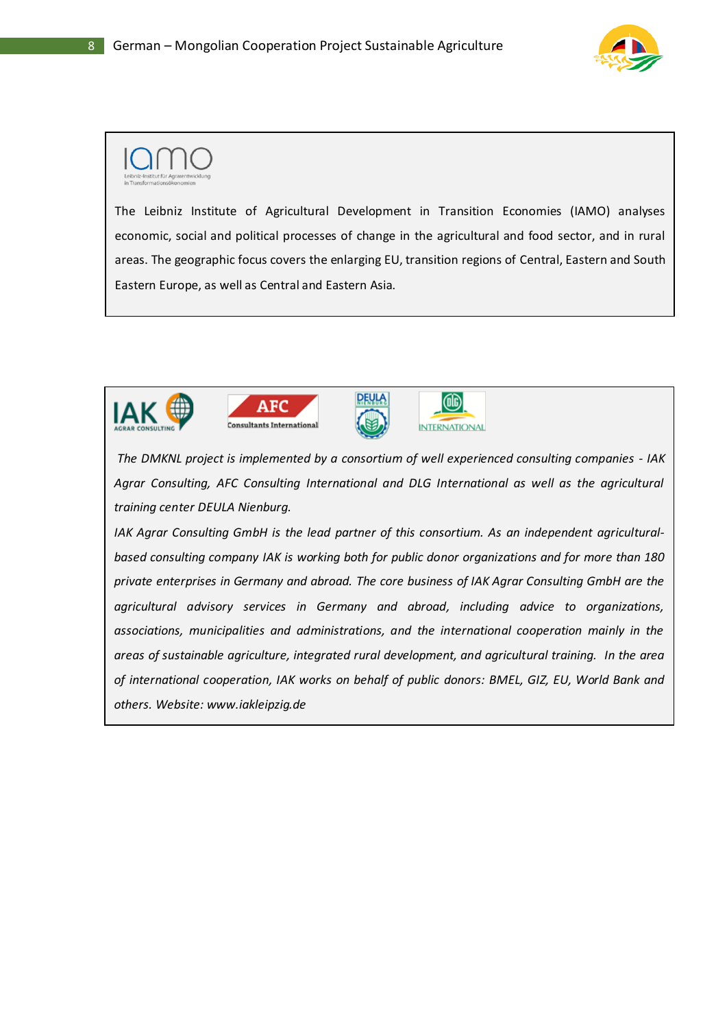iamo
Leibniz-Institut für Agrarentwicklung in Transformationsökonomien

The Leibniz Institute of Agricultural Development in Transition Economies (IAMO) analyses economic, social and political processes of change in the agricultural and food sector, and in rural areas. The geographic focus covers the enlarging EU, transition regions of Central, Eastern and South Eastern Europe, as well as Central and Eastern Asia.

IAK AGRAR CONSULTING | AFC Consultants International | DEULA NIENBURG | DLG INTERNATIONAL

*The DMKNL project is implemented by a consortium of well experienced consulting companies - IAK Agrar Consulting, AFC Consulting International and DLG International as well as the agricultural training center DEULA Nienburg.*

*IAK Agrar Consulting GmbH is the lead partner of this consortium. As an independent agricultural-based consulting company IAK is working both for public donor organizations and for more than 180 private enterprises in Germany and abroad. The core business of IAK Agrar Consulting GmbH are the agricultural advisory services in Germany and abroad, including advice to organizations, associations, municipalities and administrations, and the international cooperation mainly in the areas of sustainable agriculture, integrated rural development, and agricultural training. In the area of international cooperation, IAK works on behalf of public donors: BMEL, GIZ, EU, World Bank and others. Website: www.iakleipzig.de*